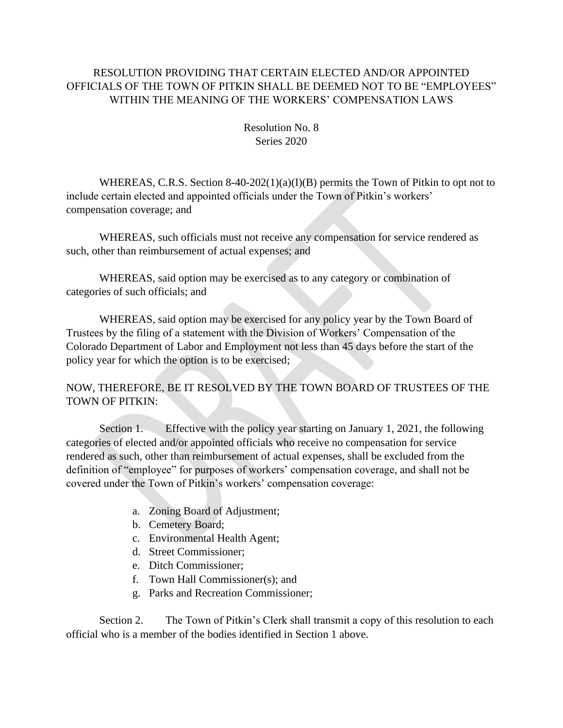# RESOLUTION PROVIDING THAT CERTAIN ELECTED AND/OR APPOINTED OFFICIALS OF THE TOWN OF PITKIN SHALL BE DEEMED NOT TO BE "EMPLOYEES" WITHIN THE MEANING OF THE WORKERS' COMPENSATION LAWS

Resolution No. 8
Series 2020

WHEREAS, C.R.S. Section 8-40-202(1)(a)(I)(B) permits the Town of Pitkin to opt not to include certain elected and appointed officials under the Town of Pitkin's workers' compensation coverage; and

WHEREAS, such officials must not receive any compensation for service rendered as such, other than reimbursement of actual expenses; and

WHEREAS, said option may be exercised as to any category or combination of categories of such officials; and

WHEREAS, said option may be exercised for any policy year by the Town Board of Trustees by the filing of a statement with the Division of Workers' Compensation of the Colorado Department of Labor and Employment not less than 45 days before the start of the policy year for which the option is to be exercised;

NOW, THEREFORE, BE IT RESOLVED BY THE TOWN BOARD OF TRUSTEES OF THE TOWN OF PITKIN:

Section 1. Effective with the policy year starting on January 1, 2021, the following categories of elected and/or appointed officials who receive no compensation for service rendered as such, other than reimbursement of actual expenses, shall be excluded from the definition of "employee" for purposes of workers' compensation coverage, and shall not be covered under the Town of Pitkin's workers' compensation coverage:

a. Zoning Board of Adjustment;
b. Cemetery Board;
c. Environmental Health Agent;
d. Street Commissioner;
e. Ditch Commissioner;
f. Town Hall Commissioner(s); and
g. Parks and Recreation Commissioner;

Section 2. The Town of Pitkin's Clerk shall transmit a copy of this resolution to each official who is a member of the bodies identified in Section 1 above.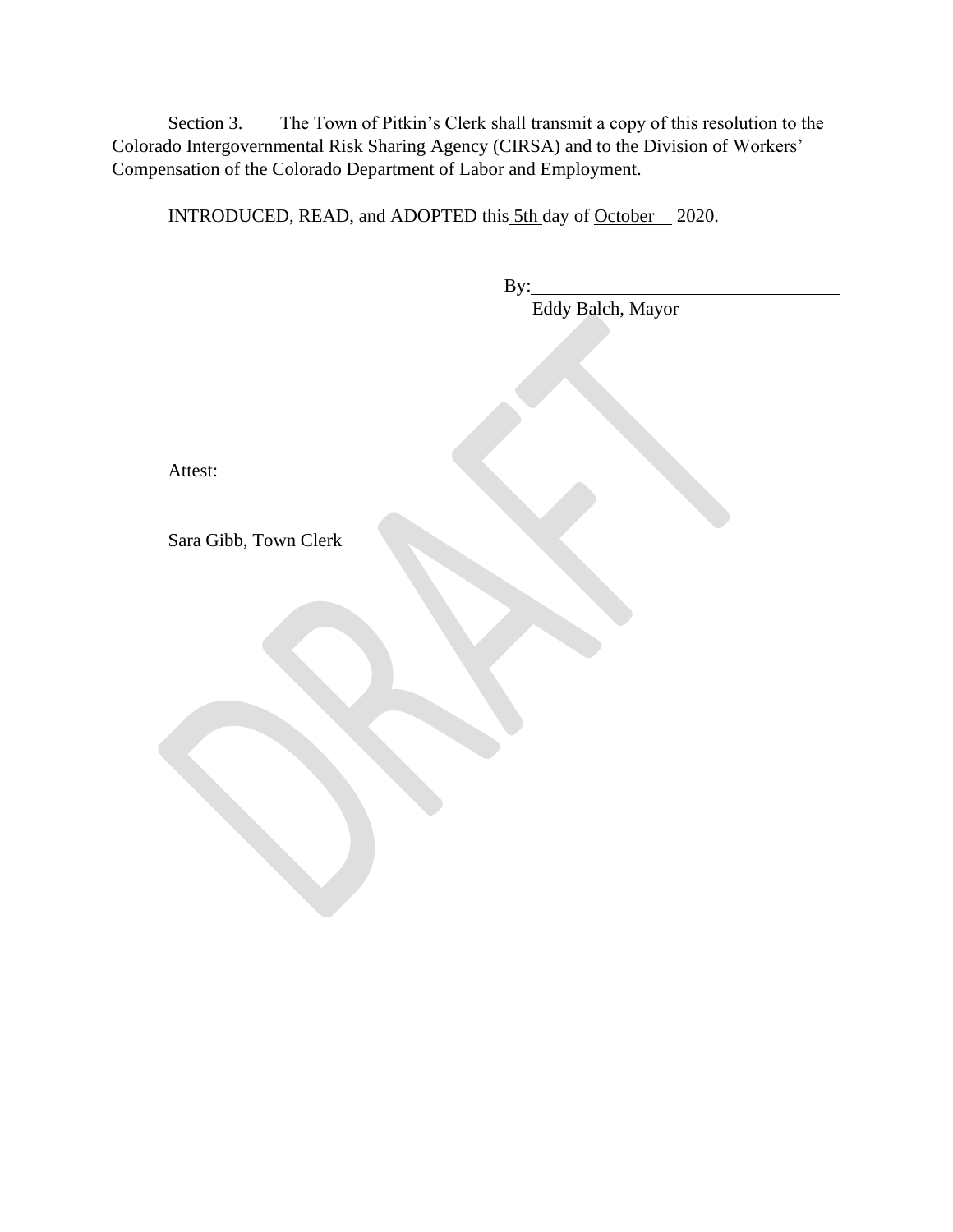Section 3. The Town of Pitkin's Clerk shall transmit a copy of this resolution to the Colorado Intergovernmental Risk Sharing Agency (CIRSA) and to the Division of Workers' Compensation of the Colorado Department of Labor and Employment.

INTRODUCED, READ, and ADOPTED this 5th day of October 2020.

By:\_\_\_\_\_\_\_\_\_\_\_\_\_\_\_\_\_\_\_\_\_\_\_\_\_\_\_\_\_\_\_\_\_\_

Eddy Balch, Mayor

DRAFT

Attest:

\_\_\_\_\_\_\_\_\_\_\_\_\_\_\_\_\_\_\_\_\_\_\_\_\_\_\_\_\_\_\_\_

Sara Gibb, Town Clerk